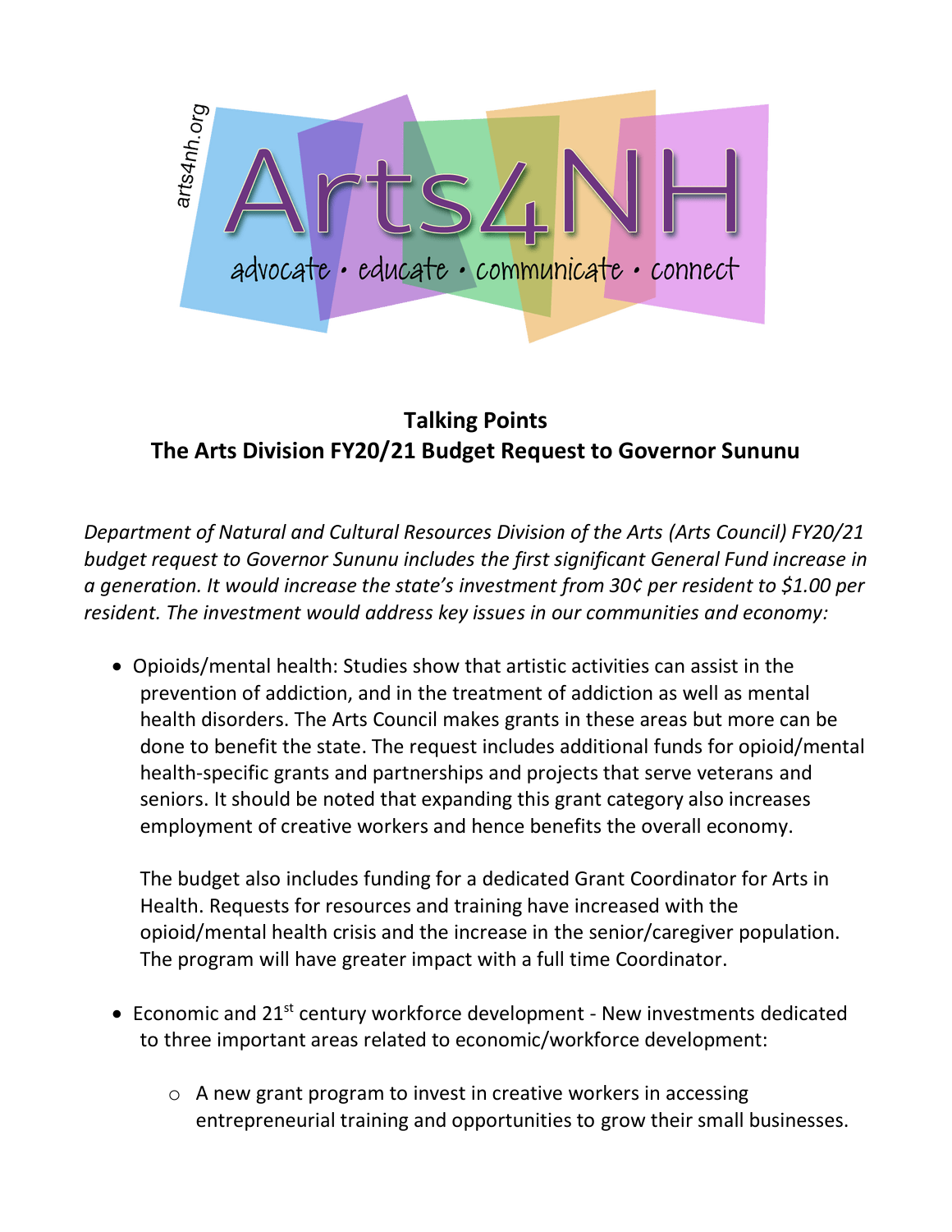arts4nh.org

# Arts4NH

advocate • educate • communicate • connect

## Talking Points
## The Arts Division FY20/21 Budget Request to Governor Sununu

*Department of Natural and Cultural Resources Division of the Arts (Arts Council) FY20/21 budget request to Governor Sununu includes the first significant General Fund increase in a generation. It would increase the state's investment from 30¢ per resident to $1.00 per resident. The investment would address key issues in our communities and economy:*

- Opioids/mental health: Studies show that artistic activities can assist in the prevention of addiction, and in the treatment of addiction as well as mental health disorders. The Arts Council makes grants in these areas but more can be done to benefit the state. The request includes additional funds for opioid/mental health-specific grants and partnerships and projects that serve veterans and seniors. It should be noted that expanding this grant category also increases employment of creative workers and hence benefits the overall economy.

  The budget also includes funding for a dedicated Grant Coordinator for Arts in Health. Requests for resources and training have increased with the opioid/mental health crisis and the increase in the senior/caregiver population. The program will have greater impact with a full time Coordinator.

- Economic and 21st century workforce development - New investments dedicated to three important areas related to economic/workforce development:
  - A new grant program to invest in creative workers in accessing entrepreneurial training and opportunities to grow their small businesses.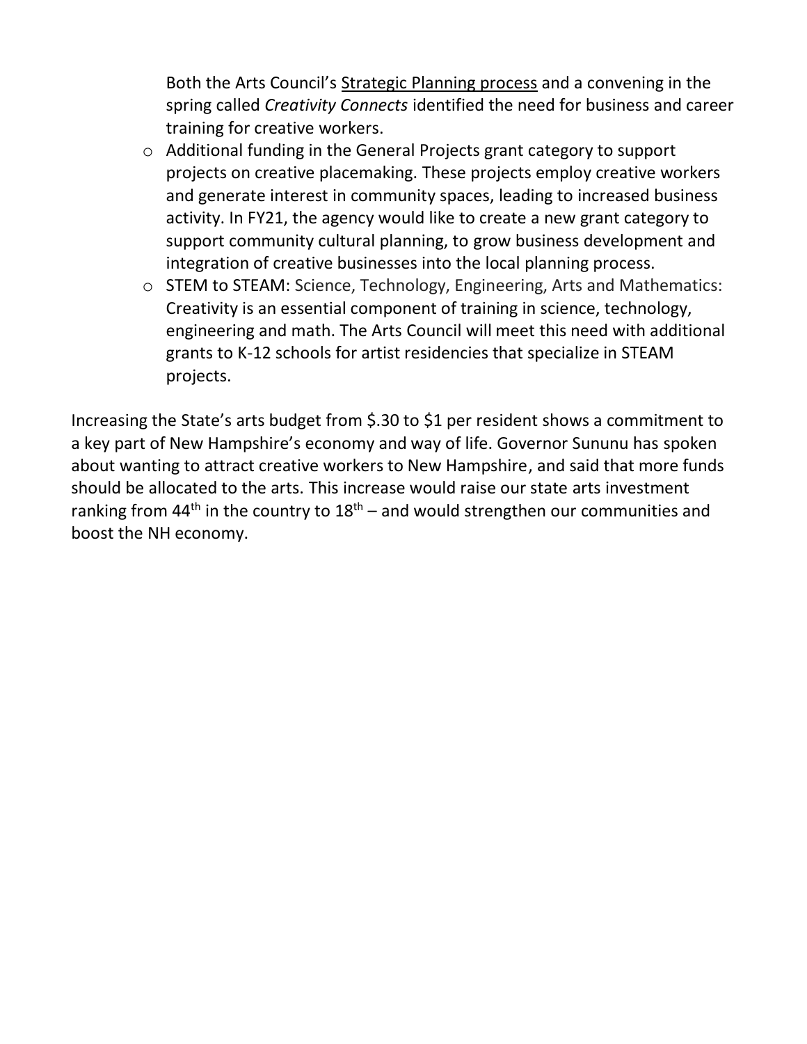Both the Arts Council's Strategic Planning process and a convening in the spring called *Creativity Connects* identified the need for business and career training for creative workers.

- Additional funding in the General Projects grant category to support projects on creative placemaking. These projects employ creative workers and generate interest in community spaces, leading to increased business activity. In FY21, the agency would like to create a new grant category to support community cultural planning, to grow business development and integration of creative businesses into the local planning process.
- STEM to STEAM: Science, Technology, Engineering, Arts and Mathematics: Creativity is an essential component of training in science, technology, engineering and math. The Arts Council will meet this need with additional grants to K-12 schools for artist residencies that specialize in STEAM projects.

Increasing the State's arts budget from $.30 to $1 per resident shows a commitment to a key part of New Hampshire's economy and way of life. Governor Sununu has spoken about wanting to attract creative workers to New Hampshire, and said that more funds should be allocated to the arts. This increase would raise our state arts investment ranking from 44th in the country to 18th – and would strengthen our communities and boost the NH economy.